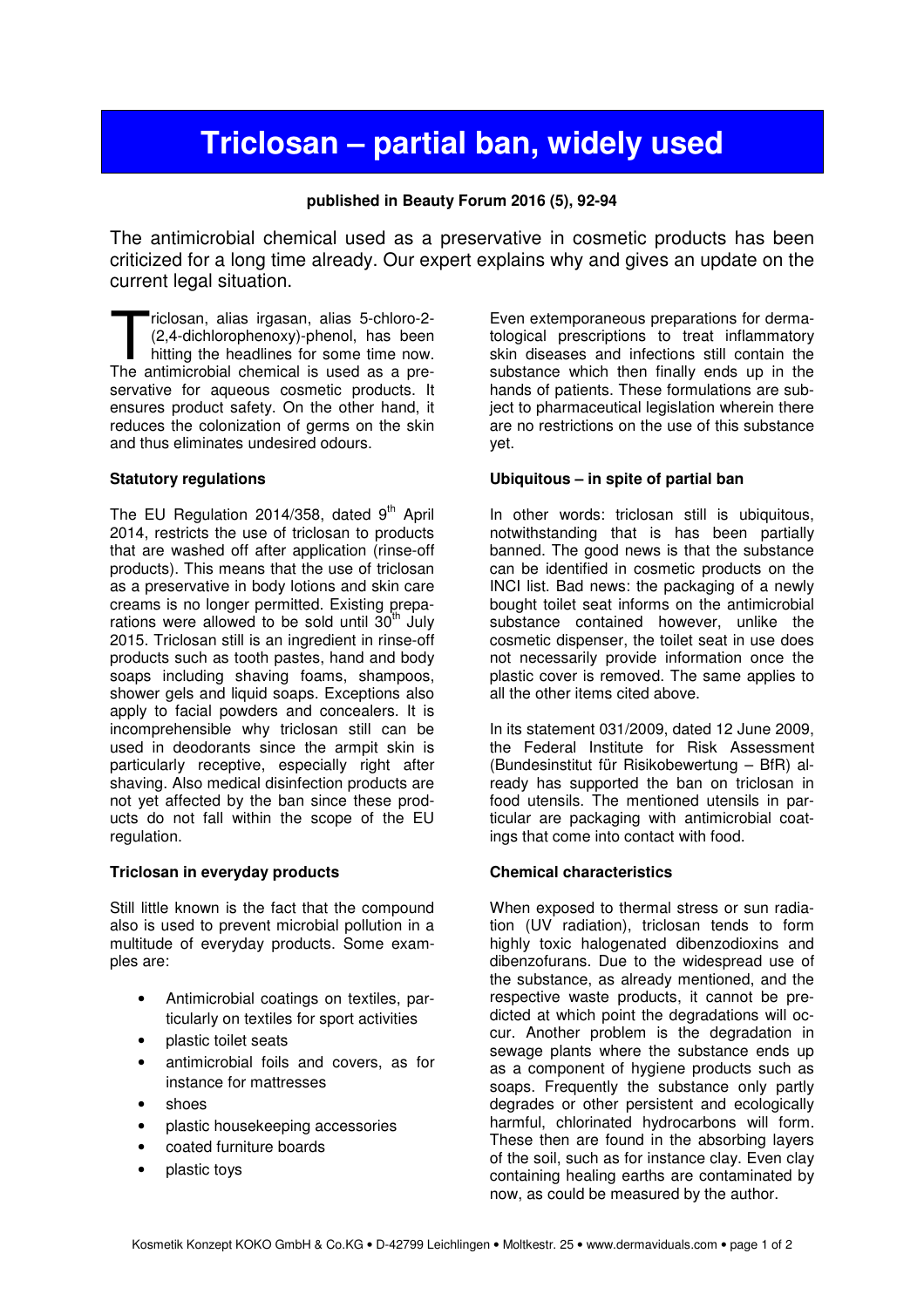# Triclosan – partial ban, widely used

**published in Beauty Forum 2016 (5), 92-94**

The antimicrobial chemical used as a preservative in cosmetic products has been criticized for a long time already. Our expert explains why and gives an update on the current legal situation.

Triclosan, alias irgasan, alias 5-chloro-2-(2,4-dichlorophenoxy)-phenol, has been hitting the headlines for some time now. The antimicrobial chemical is used as a preservative for aqueous cosmetic products. It ensures product safety. On the other hand, it reduces the colonization of germs on the skin and thus eliminates undesired odours.

### Statutory regulations

The EU Regulation 2014/358, dated 9th April 2014, restricts the use of triclosan to products that are washed off after application (rinse-off products). This means that the use of triclosan as a preservative in body lotions and skin care creams is no longer permitted. Existing preparations were allowed to be sold until 30th July 2015. Triclosan still is an ingredient in rinse-off products such as tooth pastes, hand and body soaps including shaving foams, shampoos, shower gels and liquid soaps. Exceptions also apply to facial powders and concealers. It is incomprehensible why triclosan still can be used in deodorants since the armpit skin is particularly receptive, especially right after shaving. Also medical disinfection products are not yet affected by the ban since these products do not fall within the scope of the EU regulation.

### Triclosan in everyday products

Still little known is the fact that the compound also is used to prevent microbial pollution in a multitude of everyday products. Some examples are:

- Antimicrobial coatings on textiles, particularly on textiles for sport activities
- plastic toilet seats
- antimicrobial foils and covers, as for instance for mattresses
- shoes
- plastic housekeeping accessories
- coated furniture boards
- plastic toys

Even extemporaneous preparations for dermatological prescriptions to treat inflammatory skin diseases and infections still contain the substance which then finally ends up in the hands of patients. These formulations are subject to pharmaceutical legislation wherein there are no restrictions on the use of this substance yet.

### Ubiquitous – in spite of partial ban

In other words: triclosan still is ubiquitous, notwithstanding that is has been partially banned. The good news is that the substance can be identified in cosmetic products on the INCI list. Bad news: the packaging of a newly bought toilet seat informs on the antimicrobial substance contained however, unlike the cosmetic dispenser, the toilet seat in use does not necessarily provide information once the plastic cover is removed. The same applies to all the other items cited above.

In its statement 031/2009, dated 12 June 2009, the Federal Institute for Risk Assessment (Bundesinstitut für Risikobewertung – BfR) already has supported the ban on triclosan in food utensils. The mentioned utensils in particular are packaging with antimicrobial coatings that come into contact with food.

### Chemical characteristics

When exposed to thermal stress or sun radiation (UV radiation), triclosan tends to form highly toxic halogenated dibenzodioxins and dibenzofurans. Due to the widespread use of the substance, as already mentioned, and the respective waste products, it cannot be predicted at which point the degradations will occur. Another problem is the degradation in sewage plants where the substance ends up as a component of hygiene products such as soaps. Frequently the substance only partly degrades or other persistent and ecologically harmful, chlorinated hydrocarbons will form. These then are found in the absorbing layers of the soil, such as for instance clay. Even clay containing healing earths are contaminated by now, as could be measured by the author.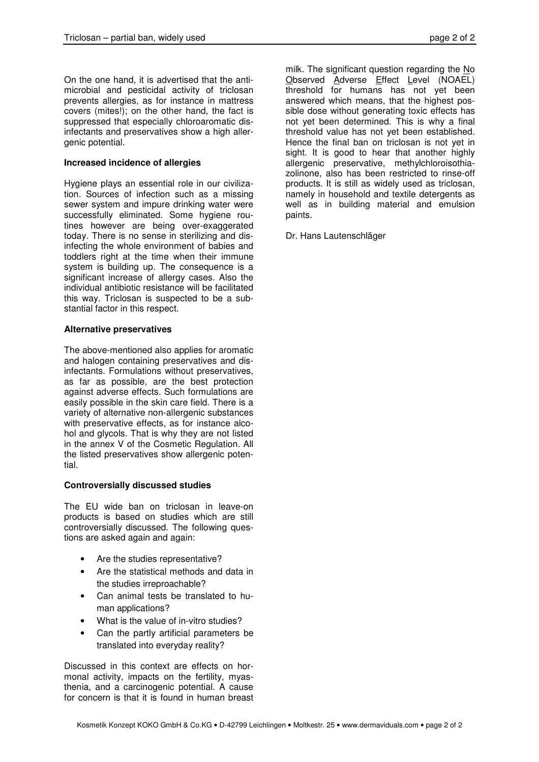On the one hand, it is advertised that the antimicrobial and pesticidal activity of triclosan prevents allergies, as for instance in mattress covers (mites!); on the other hand, the fact is suppressed that especially chloroaromatic disinfectants and preservatives show a high allergenic potential.

**Increased incidence of allergies**

Hygiene plays an essential role in our civilization. Sources of infection such as a missing sewer system and impure drinking water were successfully eliminated. Some hygiene routines however are being over-exaggerated today. There is no sense in sterilizing and disinfecting the whole environment of babies and toddlers right at the time when their immune system is building up. The consequence is a significant increase of allergy cases. Also the individual antibiotic resistance will be facilitated this way. Triclosan is suspected to be a substantial factor in this respect.

**Alternative preservatives**

The above-mentioned also applies for aromatic and halogen containing preservatives and disinfectants. Formulations without preservatives, as far as possible, are the best protection against adverse effects. Such formulations are easily possible in the skin care field. There is a variety of alternative non-allergenic substances with preservative effects, as for instance alcohol and glycols. That is why they are not listed in the annex V of the Cosmetic Regulation. All the listed preservatives show allergenic potential.

**Controversially discussed studies**

The EU wide ban on triclosan in leave-on products is based on studies which are still controversially discussed. The following questions are asked again and again:

- Are the studies representative?
- Are the statistical methods and data in the studies irreproachable?
- Can animal tests be translated to human applications?
- What is the value of in-vitro studies?
- Can the partly artificial parameters be translated into everyday reality?

Discussed in this context are effects on hormonal activity, impacts on the fertility, myasthenia, and a carcinogenic potential. A cause for concern is that it is found in human breast milk. The significant question regarding the No Observed Adverse Effect Level (NOAEL) threshold for humans has not yet been answered which means, that the highest possible dose without generating toxic effects has not yet been determined. This is why a final threshold value has not yet been established. Hence the final ban on triclosan is not yet in sight. It is good to hear that another highly allergenic preservative, methylchloroisothiazolinone, also has been restricted to rinse-off products. It is still as widely used as triclosan, namely in household and textile detergents as well as in building material and emulsion paints.

Dr. Hans Lautenschläger